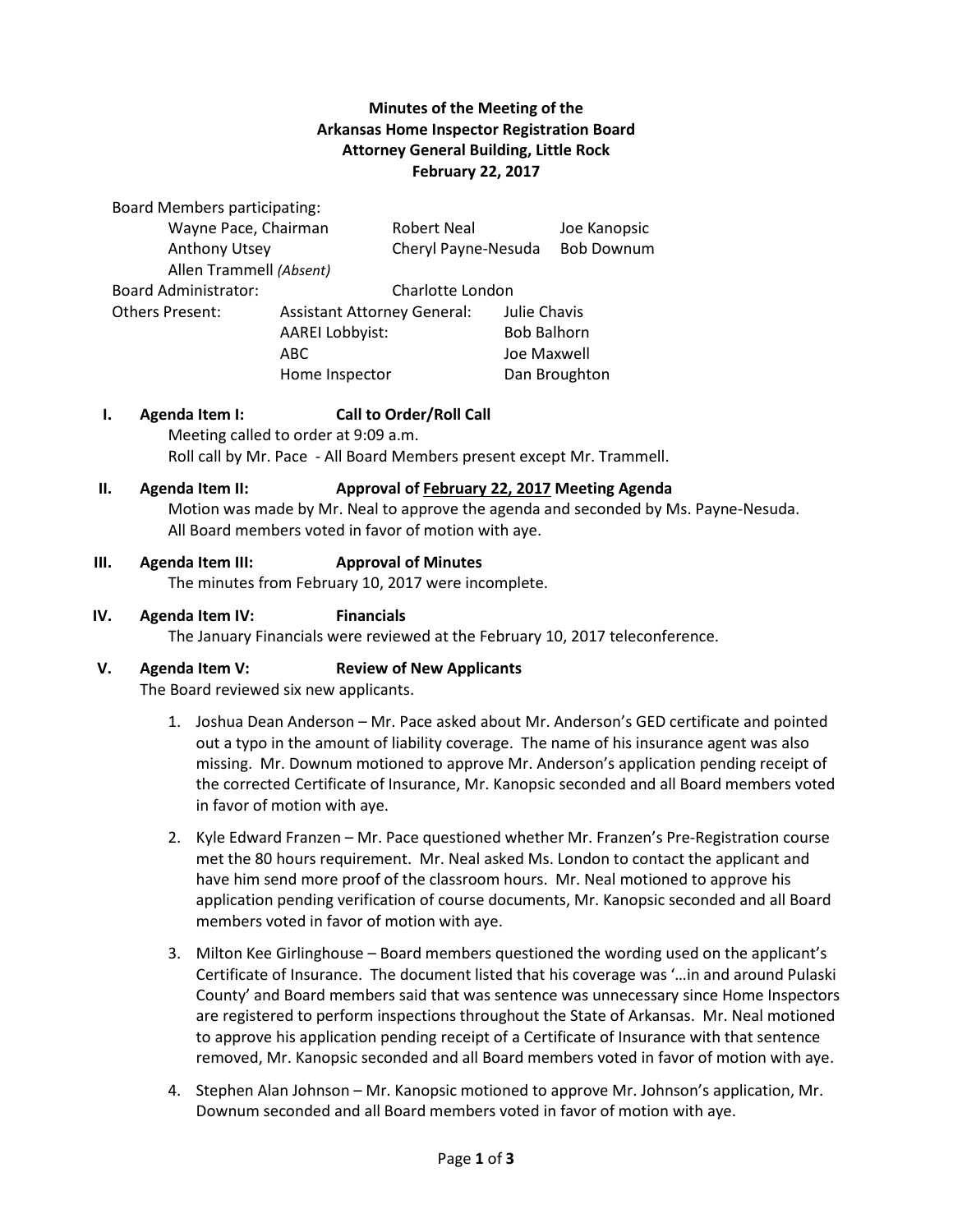**Minutes of the Meeting of the**
**Arkansas Home Inspector Registration Board**
**Attorney General Building, Little Rock**
**February 22, 2017**

Board Members participating:

| | | |
|---|---|---|
| Wayne Pace, Chairman | Robert Neal | Joe Kanopsic |
| Anthony Utsey | Cheryl Payne-Nesuda | Bob Downum |
| Allen Trammell *(Absent)* | | |

Board Administrator: Charlotte London

| Others Present: | | |
|---|---|---|
| | Assistant Attorney General: | Julie Chavis |
| | AAREI Lobbyist: | Bob Balhorn |
| | ABC | Joe Maxwell |
| | Home Inspector | Dan Broughton |

**I. Agenda Item I: Call to Order/Roll Call**

Meeting called to order at 9:09 a.m.
Roll call by Mr. Pace - All Board Members present except Mr. Trammell.

**II. Agenda Item II: Approval of <u>February 22, 2017</u> Meeting Agenda**

Motion was made by Mr. Neal to approve the agenda and seconded by Ms. Payne-Nesuda. All Board members voted in favor of motion with aye.

**III. Agenda Item III: Approval of Minutes**

The minutes from February 10, 2017 were incomplete.

**IV. Agenda Item IV: Financials**

The January Financials were reviewed at the February 10, 2017 teleconference.

**V. Agenda Item V: Review of New Applicants**

The Board reviewed six new applicants.

1. Joshua Dean Anderson – Mr. Pace asked about Mr. Anderson's GED certificate and pointed out a typo in the amount of liability coverage. The name of his insurance agent was also missing. Mr. Downum motioned to approve Mr. Anderson's application pending receipt of the corrected Certificate of Insurance, Mr. Kanopsic seconded and all Board members voted in favor of motion with aye.

2. Kyle Edward Franzen – Mr. Pace questioned whether Mr. Franzen's Pre-Registration course met the 80 hours requirement. Mr. Neal asked Ms. London to contact the applicant and have him send more proof of the classroom hours. Mr. Neal motioned to approve his application pending verification of course documents, Mr. Kanopsic seconded and all Board members voted in favor of motion with aye.

3. Milton Kee Girlinghouse – Board members questioned the wording used on the applicant's Certificate of Insurance. The document listed that his coverage was '…in and around Pulaski County' and Board members said that was sentence was unnecessary since Home Inspectors are registered to perform inspections throughout the State of Arkansas. Mr. Neal motioned to approve his application pending receipt of a Certificate of Insurance with that sentence removed, Mr. Kanopsic seconded and all Board members voted in favor of motion with aye.

4. Stephen Alan Johnson – Mr. Kanopsic motioned to approve Mr. Johnson's application, Mr. Downum seconded and all Board members voted in favor of motion with aye.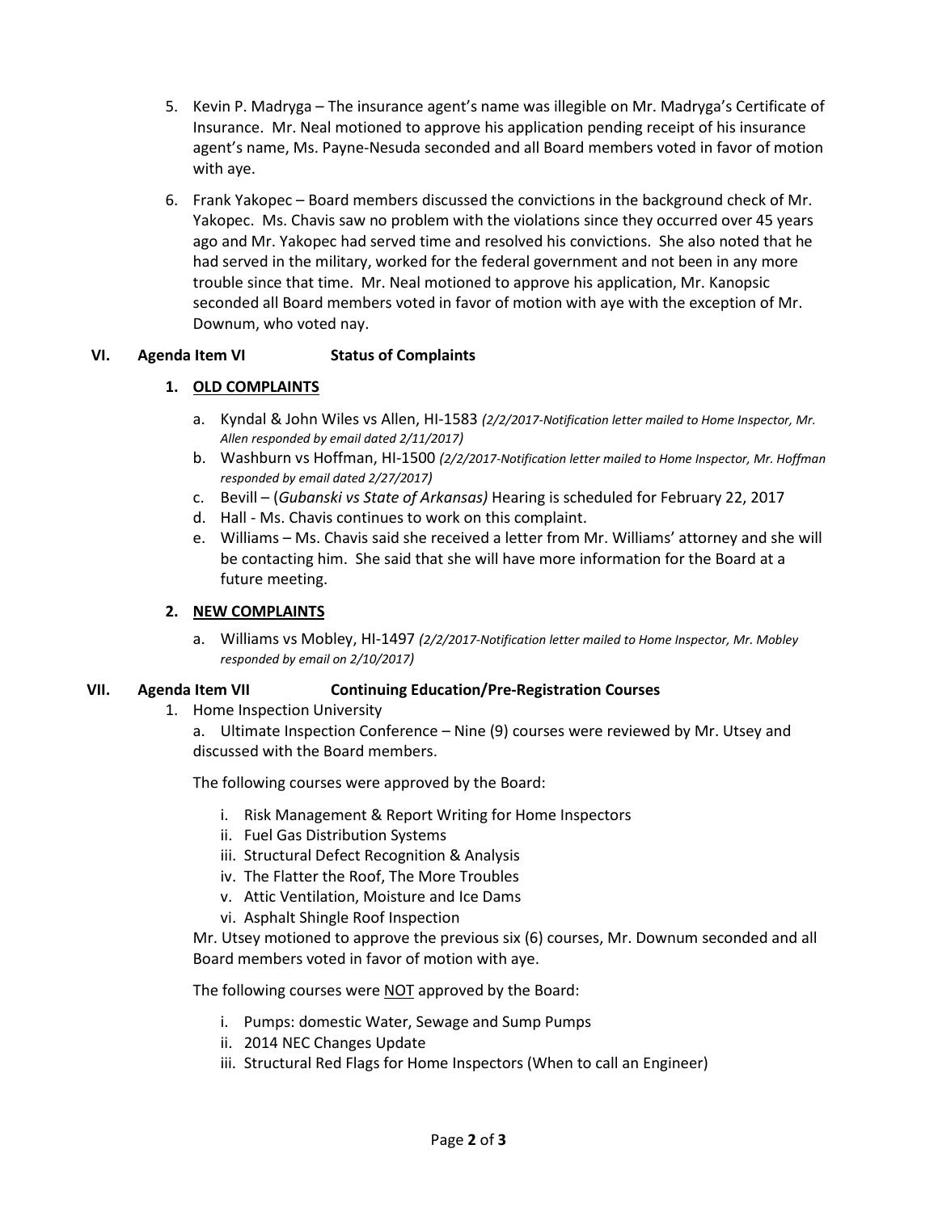5. Kevin P. Madryga – The insurance agent's name was illegible on Mr. Madryga's Certificate of Insurance. Mr. Neal motioned to approve his application pending receipt of his insurance agent's name, Ms. Payne-Nesuda seconded and all Board members voted in favor of motion with aye.

6. Frank Yakopec – Board members discussed the convictions in the background check of Mr. Yakopec. Ms. Chavis saw no problem with the violations since they occurred over 45 years ago and Mr. Yakopec had served time and resolved his convictions. She also noted that he had served in the military, worked for the federal government and not been in any more trouble since that time. Mr. Neal motioned to approve his application, Mr. Kanopsic seconded all Board members voted in favor of motion with aye with the exception of Mr. Downum, who voted nay.

## VI. Agenda Item VI — Status of Complaints

### 1. OLD COMPLAINTS

a. Kyndal & John Wiles vs Allen, HI-1583 *(2/2/2017-Notification letter mailed to Home Inspector, Mr. Allen responded by email dated 2/11/2017)*

b. Washburn vs Hoffman, HI-1500 *(2/2/2017-Notification letter mailed to Home Inspector, Mr. Hoffman responded by email dated 2/27/2017)*

c. Bevill – (*Gubanski vs State of Arkansas)* Hearing is scheduled for February 22, 2017

d. Hall - Ms. Chavis continues to work on this complaint.

e. Williams – Ms. Chavis said she received a letter from Mr. Williams' attorney and she will be contacting him. She said that she will have more information for the Board at a future meeting.

### 2. NEW COMPLAINTS

a. Williams vs Mobley, HI-1497 *(2/2/2017-Notification letter mailed to Home Inspector, Mr. Mobley responded by email on 2/10/2017)*

## VII. Agenda Item VII — Continuing Education/Pre-Registration Courses

1. Home Inspection University

a. Ultimate Inspection Conference – Nine (9) courses were reviewed by Mr. Utsey and discussed with the Board members.

The following courses were approved by the Board:

i. Risk Management & Report Writing for Home Inspectors
ii. Fuel Gas Distribution Systems
iii. Structural Defect Recognition & Analysis
iv. The Flatter the Roof, The More Troubles
v. Attic Ventilation, Moisture and Ice Dams
vi. Asphalt Shingle Roof Inspection

Mr. Utsey motioned to approve the previous six (6) courses, Mr. Downum seconded and all Board members voted in favor of motion with aye.

The following courses were NOT approved by the Board:

i. Pumps: domestic Water, Sewage and Sump Pumps
ii. 2014 NEC Changes Update
iii. Structural Red Flags for Home Inspectors (When to call an Engineer)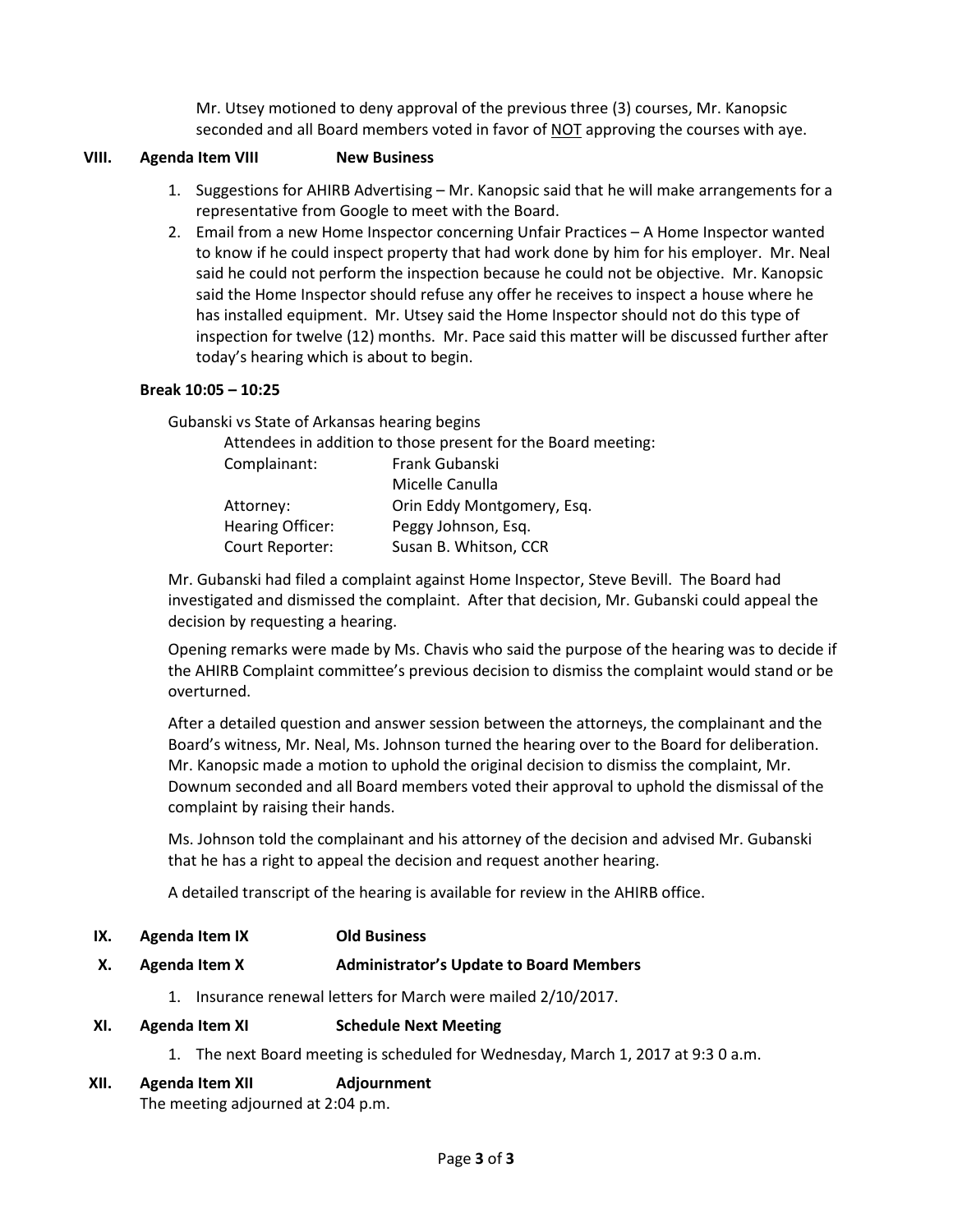Mr. Utsey motioned to deny approval of the previous three (3) courses, Mr. Kanopsic seconded and all Board members voted in favor of NOT approving the courses with aye.

**VIII. Agenda Item VIII New Business**

1. Suggestions for AHIRB Advertising – Mr. Kanopsic said that he will make arrangements for a representative from Google to meet with the Board.
2. Email from a new Home Inspector concerning Unfair Practices – A Home Inspector wanted to know if he could inspect property that had work done by him for his employer. Mr. Neal said he could not perform the inspection because he could not be objective. Mr. Kanopsic said the Home Inspector should refuse any offer he receives to inspect a house where he has installed equipment. Mr. Utsey said the Home Inspector should not do this type of inspection for twelve (12) months. Mr. Pace said this matter will be discussed further after today's hearing which is about to begin.

**Break 10:05 – 10:25**

Gubanski vs State of Arkansas hearing begins

Attendees in addition to those present for the Board meeting:

| | |
|---|---|
| Complainant: | Frank Gubanski |
| | Micelle Canulla |
| Attorney: | Orin Eddy Montgomery, Esq. |
| Hearing Officer: | Peggy Johnson, Esq. |
| Court Reporter: | Susan B. Whitson, CCR |

Mr. Gubanski had filed a complaint against Home Inspector, Steve Bevill. The Board had investigated and dismissed the complaint. After that decision, Mr. Gubanski could appeal the decision by requesting a hearing.

Opening remarks were made by Ms. Chavis who said the purpose of the hearing was to decide if the AHIRB Complaint committee's previous decision to dismiss the complaint would stand or be overturned.

After a detailed question and answer session between the attorneys, the complainant and the Board's witness, Mr. Neal, Ms. Johnson turned the hearing over to the Board for deliberation. Mr. Kanopsic made a motion to uphold the original decision to dismiss the complaint, Mr. Downum seconded and all Board members voted their approval to uphold the dismissal of the complaint by raising their hands.

Ms. Johnson told the complainant and his attorney of the decision and advised Mr. Gubanski that he has a right to appeal the decision and request another hearing.

A detailed transcript of the hearing is available for review in the AHIRB office.

**IX. Agenda Item IX Old Business**

**X. Agenda Item X Administrator's Update to Board Members**

1. Insurance renewal letters for March were mailed 2/10/2017.

**XI. Agenda Item XI Schedule Next Meeting**

1. The next Board meeting is scheduled for Wednesday, March 1, 2017 at 9:3 0 a.m.

**XII. Agenda Item XII Adjournment**

The meeting adjourned at 2:04 p.m.